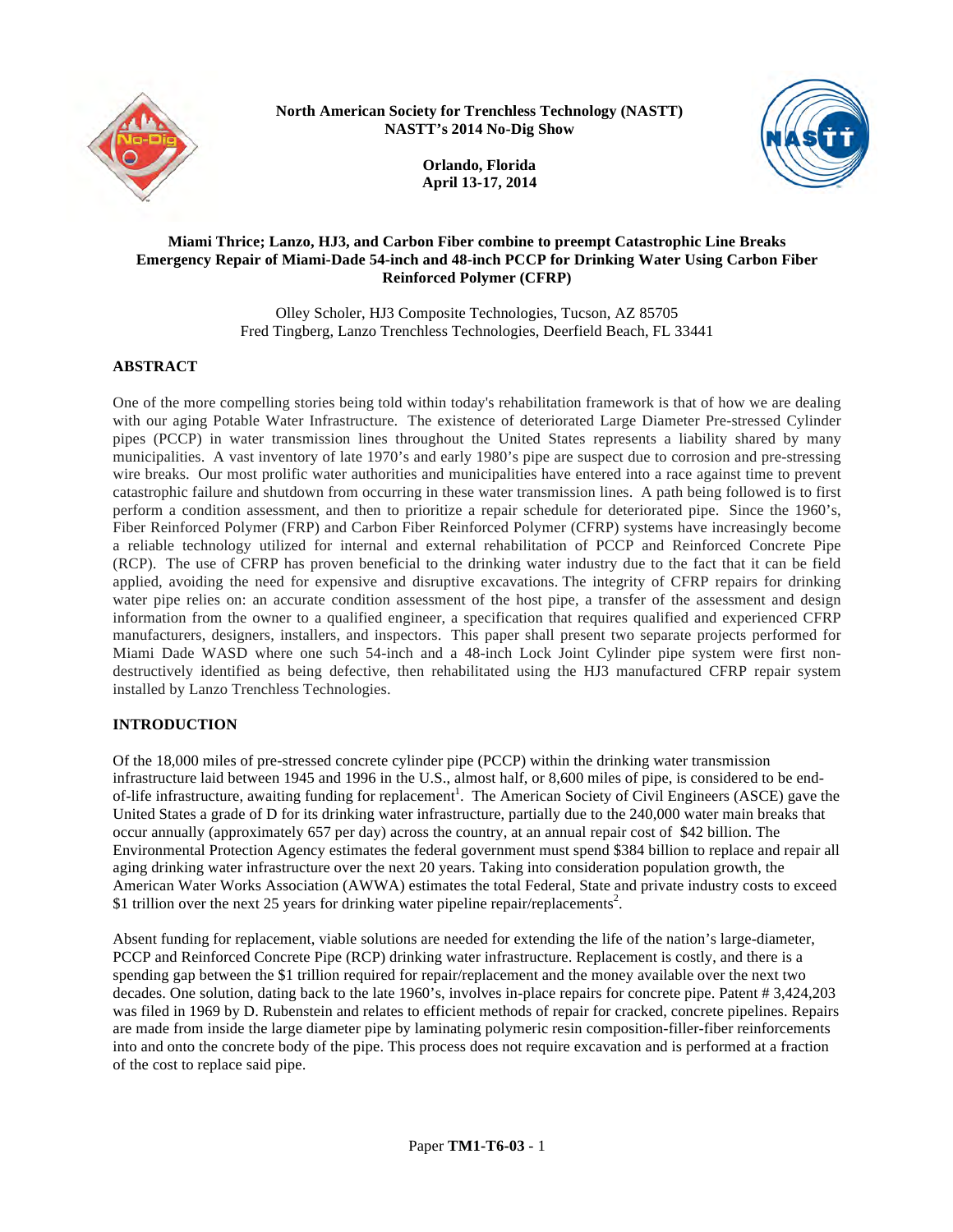North American Society for Trenchless Technology (NASTT)
NASTT's 2014 No-Dig Show

Orlando, Florida
April 13-17, 2014

# Miami Thrice; Lanzo, HJ3, and Carbon Fiber combine to preempt Catastrophic Line Breaks Emergency Repair of Miami-Dade 54-inch and 48-inch PCCP for Drinking Water Using Carbon Fiber Reinforced Polymer (CFRP)

Olley Scholer, HJ3 Composite Technologies, Tucson, AZ 85705
Fred Tingberg, Lanzo Trenchless Technologies, Deerfield Beach, FL 33441

## ABSTRACT

One of the more compelling stories being told within today's rehabilitation framework is that of how we are dealing with our aging Potable Water Infrastructure. The existence of deteriorated Large Diameter Pre-stressed Cylinder pipes (PCCP) in water transmission lines throughout the United States represents a liability shared by many municipalities. A vast inventory of late 1970's and early 1980's pipe are suspect due to corrosion and pre-stressing wire breaks. Our most prolific water authorities and municipalities have entered into a race against time to prevent catastrophic failure and shutdown from occurring in these water transmission lines. A path being followed is to first perform a condition assessment, and then to prioritize a repair schedule for deteriorated pipe. Since the 1960's, Fiber Reinforced Polymer (FRP) and Carbon Fiber Reinforced Polymer (CFRP) systems have increasingly become a reliable technology utilized for internal and external rehabilitation of PCCP and Reinforced Concrete Pipe (RCP). The use of CFRP has proven beneficial to the drinking water industry due to the fact that it can be field applied, avoiding the need for expensive and disruptive excavations. The integrity of CFRP repairs for drinking water pipe relies on: an accurate condition assessment of the host pipe, a transfer of the assessment and design information from the owner to a qualified engineer, a specification that requires qualified and experienced CFRP manufacturers, designers, installers, and inspectors. This paper shall present two separate projects performed for Miami Dade WASD where one such 54-inch and a 48-inch Lock Joint Cylinder pipe system were first non-destructively identified as being defective, then rehabilitated using the HJ3 manufactured CFRP repair system installed by Lanzo Trenchless Technologies.

## INTRODUCTION

Of the 18,000 miles of pre-stressed concrete cylinder pipe (PCCP) within the drinking water transmission infrastructure laid between 1945 and 1996 in the U.S., almost half, or 8,600 miles of pipe, is considered to be end-of-life infrastructure, awaiting funding for replacement[1]. The American Society of Civil Engineers (ASCE) gave the United States a grade of D for its drinking water infrastructure, partially due to the 240,000 water main breaks that occur annually (approximately 657 per day) across the country, at an annual repair cost of $42 billion. The Environmental Protection Agency estimates the federal government must spend $384 billion to replace and repair all aging drinking water infrastructure over the next 20 years. Taking into consideration population growth, the American Water Works Association (AWWA) estimates the total Federal, State and private industry costs to exceed $1 trillion over the next 25 years for drinking water pipeline repair/replacements[2].

Absent funding for replacement, viable solutions are needed for extending the life of the nation's large-diameter, PCCP and Reinforced Concrete Pipe (RCP) drinking water infrastructure. Replacement is costly, and there is a spending gap between the $1 trillion required for repair/replacement and the money available over the next two decades. One solution, dating back to the late 1960's, involves in-place repairs for concrete pipe. Patent # 3,424,203 was filed in 1969 by D. Rubenstein and relates to efficient methods of repair for cracked, concrete pipelines. Repairs are made from inside the large diameter pipe by laminating polymeric resin composition-filler-fiber reinforcements into and onto the concrete body of the pipe. This process does not require excavation and is performed at a fraction of the cost to replace said pipe.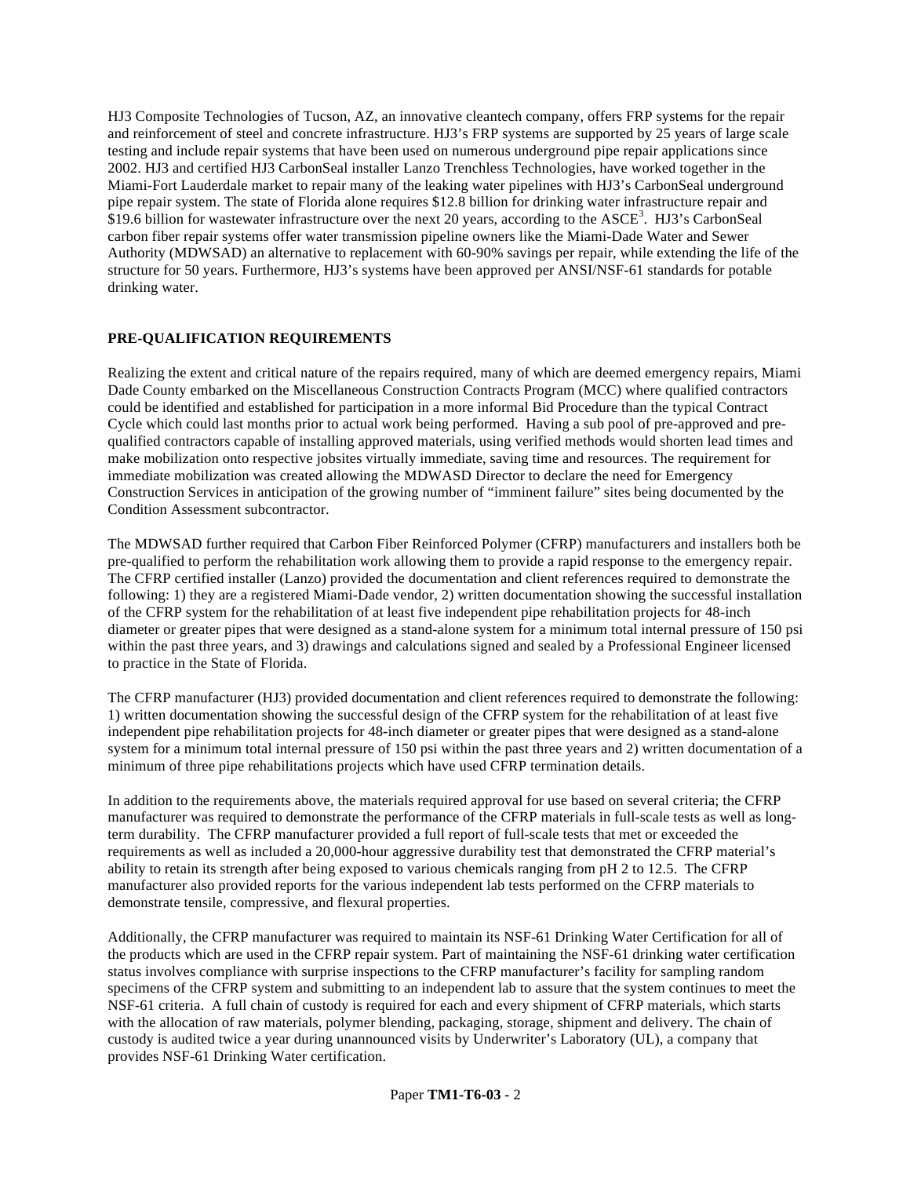HJ3 Composite Technologies of Tucson, AZ, an innovative cleantech company, offers FRP systems for the repair and reinforcement of steel and concrete infrastructure. HJ3's FRP systems are supported by 25 years of large scale testing and include repair systems that have been used on numerous underground pipe repair applications since 2002. HJ3 and certified HJ3 CarbonSeal installer Lanzo Trenchless Technologies, have worked together in the Miami-Fort Lauderdale market to repair many of the leaking water pipelines with HJ3's CarbonSeal underground pipe repair system. The state of Florida alone requires $12.8 billion for drinking water infrastructure repair and $19.6 billion for wastewater infrastructure over the next 20 years, according to the ASCE[3]. HJ3's CarbonSeal carbon fiber repair systems offer water transmission pipeline owners like the Miami-Dade Water and Sewer Authority (MDWSAD) an alternative to replacement with 60-90% savings per repair, while extending the life of the structure for 50 years. Furthermore, HJ3's systems have been approved per ANSI/NSF-61 standards for potable drinking water.

## PRE-QUALIFICATION REQUIREMENTS

Realizing the extent and critical nature of the repairs required, many of which are deemed emergency repairs, Miami Dade County embarked on the Miscellaneous Construction Contracts Program (MCC) where qualified contractors could be identified and established for participation in a more informal Bid Procedure than the typical Contract Cycle which could last months prior to actual work being performed. Having a sub pool of pre-approved and pre-qualified contractors capable of installing approved materials, using verified methods would shorten lead times and make mobilization onto respective jobsites virtually immediate, saving time and resources. The requirement for immediate mobilization was created allowing the MDWASD Director to declare the need for Emergency Construction Services in anticipation of the growing number of "imminent failure" sites being documented by the Condition Assessment subcontractor.

The MDWSAD further required that Carbon Fiber Reinforced Polymer (CFRP) manufacturers and installers both be pre-qualified to perform the rehabilitation work allowing them to provide a rapid response to the emergency repair. The CFRP certified installer (Lanzo) provided the documentation and client references required to demonstrate the following: 1) they are a registered Miami-Dade vendor, 2) written documentation showing the successful installation of the CFRP system for the rehabilitation of at least five independent pipe rehabilitation projects for 48-inch diameter or greater pipes that were designed as a stand-alone system for a minimum total internal pressure of 150 psi within the past three years, and 3) drawings and calculations signed and sealed by a Professional Engineer licensed to practice in the State of Florida.

The CFRP manufacturer (HJ3) provided documentation and client references required to demonstrate the following: 1) written documentation showing the successful design of the CFRP system for the rehabilitation of at least five independent pipe rehabilitation projects for 48-inch diameter or greater pipes that were designed as a stand-alone system for a minimum total internal pressure of 150 psi within the past three years and 2) written documentation of a minimum of three pipe rehabilitations projects which have used CFRP termination details.

In addition to the requirements above, the materials required approval for use based on several criteria; the CFRP manufacturer was required to demonstrate the performance of the CFRP materials in full-scale tests as well as long-term durability. The CFRP manufacturer provided a full report of full-scale tests that met or exceeded the requirements as well as included a 20,000-hour aggressive durability test that demonstrated the CFRP material's ability to retain its strength after being exposed to various chemicals ranging from pH 2 to 12.5. The CFRP manufacturer also provided reports for the various independent lab tests performed on the CFRP materials to demonstrate tensile, compressive, and flexural properties.

Additionally, the CFRP manufacturer was required to maintain its NSF-61 Drinking Water Certification for all of the products which are used in the CFRP repair system. Part of maintaining the NSF-61 drinking water certification status involves compliance with surprise inspections to the CFRP manufacturer's facility for sampling random specimens of the CFRP system and submitting to an independent lab to assure that the system continues to meet the NSF-61 criteria. A full chain of custody is required for each and every shipment of CFRP materials, which starts with the allocation of raw materials, polymer blending, packaging, storage, shipment and delivery. The chain of custody is audited twice a year during unannounced visits by Underwriter's Laboratory (UL), a company that provides NSF-61 Drinking Water certification.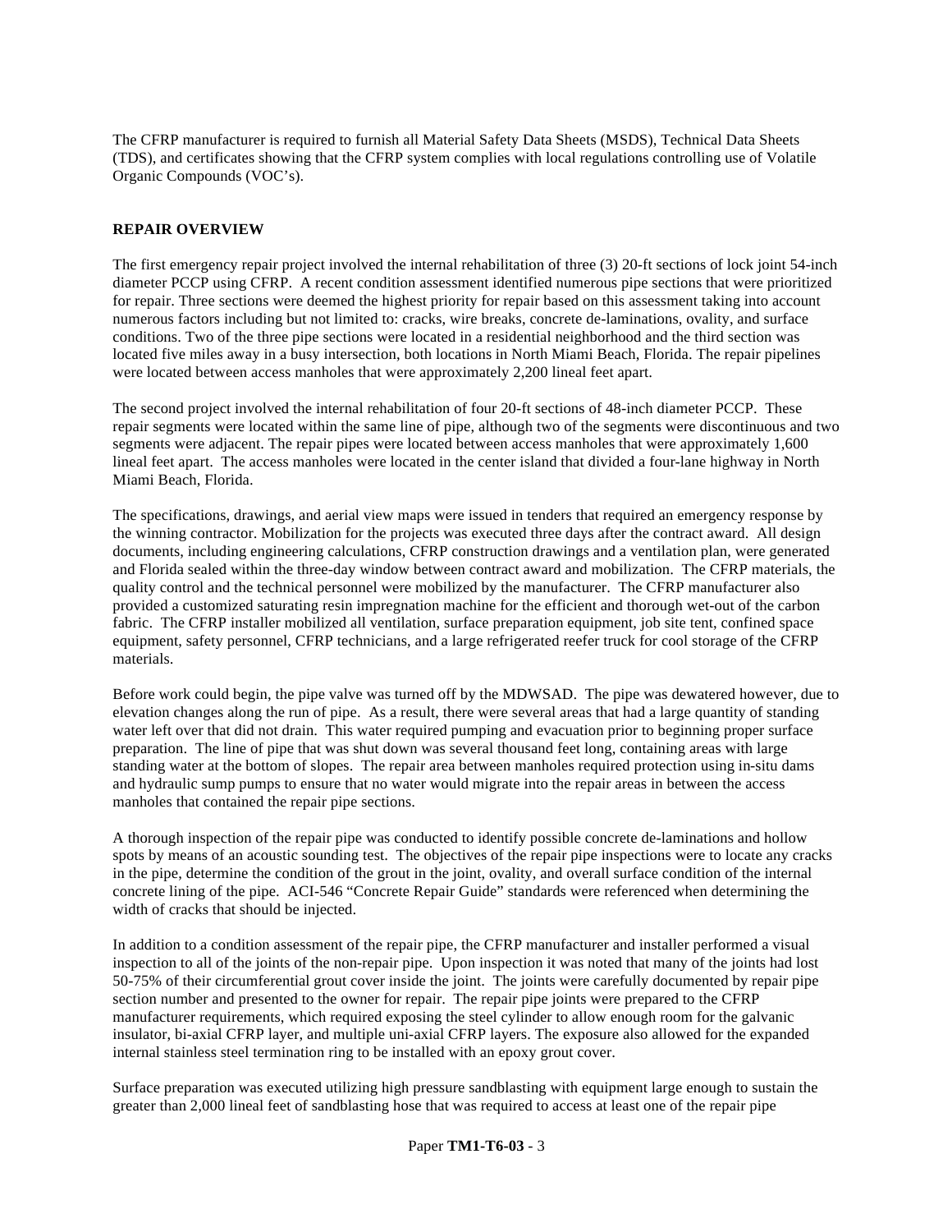The CFRP manufacturer is required to furnish all Material Safety Data Sheets (MSDS), Technical Data Sheets (TDS), and certificates showing that the CFRP system complies with local regulations controlling use of Volatile Organic Compounds (VOC's).

## REPAIR OVERVIEW

The first emergency repair project involved the internal rehabilitation of three (3) 20-ft sections of lock joint 54-inch diameter PCCP using CFRP. A recent condition assessment identified numerous pipe sections that were prioritized for repair. Three sections were deemed the highest priority for repair based on this assessment taking into account numerous factors including but not limited to: cracks, wire breaks, concrete de-laminations, ovality, and surface conditions. Two of the three pipe sections were located in a residential neighborhood and the third section was located five miles away in a busy intersection, both locations in North Miami Beach, Florida. The repair pipelines were located between access manholes that were approximately 2,200 lineal feet apart.

The second project involved the internal rehabilitation of four 20-ft sections of 48-inch diameter PCCP. These repair segments were located within the same line of pipe, although two of the segments were discontinuous and two segments were adjacent. The repair pipes were located between access manholes that were approximately 1,600 lineal feet apart. The access manholes were located in the center island that divided a four-lane highway in North Miami Beach, Florida.

The specifications, drawings, and aerial view maps were issued in tenders that required an emergency response by the winning contractor. Mobilization for the projects was executed three days after the contract award. All design documents, including engineering calculations, CFRP construction drawings and a ventilation plan, were generated and Florida sealed within the three-day window between contract award and mobilization. The CFRP materials, the quality control and the technical personnel were mobilized by the manufacturer. The CFRP manufacturer also provided a customized saturating resin impregnation machine for the efficient and thorough wet-out of the carbon fabric. The CFRP installer mobilized all ventilation, surface preparation equipment, job site tent, confined space equipment, safety personnel, CFRP technicians, and a large refrigerated reefer truck for cool storage of the CFRP materials.

Before work could begin, the pipe valve was turned off by the MDWSAD. The pipe was dewatered however, due to elevation changes along the run of pipe. As a result, there were several areas that had a large quantity of standing water left over that did not drain. This water required pumping and evacuation prior to beginning proper surface preparation. The line of pipe that was shut down was several thousand feet long, containing areas with large standing water at the bottom of slopes. The repair area between manholes required protection using in-situ dams and hydraulic sump pumps to ensure that no water would migrate into the repair areas in between the access manholes that contained the repair pipe sections.

A thorough inspection of the repair pipe was conducted to identify possible concrete de-laminations and hollow spots by means of an acoustic sounding test. The objectives of the repair pipe inspections were to locate any cracks in the pipe, determine the condition of the grout in the joint, ovality, and overall surface condition of the internal concrete lining of the pipe. ACI-546 "Concrete Repair Guide" standards were referenced when determining the width of cracks that should be injected.

In addition to a condition assessment of the repair pipe, the CFRP manufacturer and installer performed a visual inspection to all of the joints of the non-repair pipe. Upon inspection it was noted that many of the joints had lost 50-75% of their circumferential grout cover inside the joint. The joints were carefully documented by repair pipe section number and presented to the owner for repair. The repair pipe joints were prepared to the CFRP manufacturer requirements, which required exposing the steel cylinder to allow enough room for the galvanic insulator, bi-axial CFRP layer, and multiple uni-axial CFRP layers. The exposure also allowed for the expanded internal stainless steel termination ring to be installed with an epoxy grout cover.

Surface preparation was executed utilizing high pressure sandblasting with equipment large enough to sustain the greater than 2,000 lineal feet of sandblasting hose that was required to access at least one of the repair pipe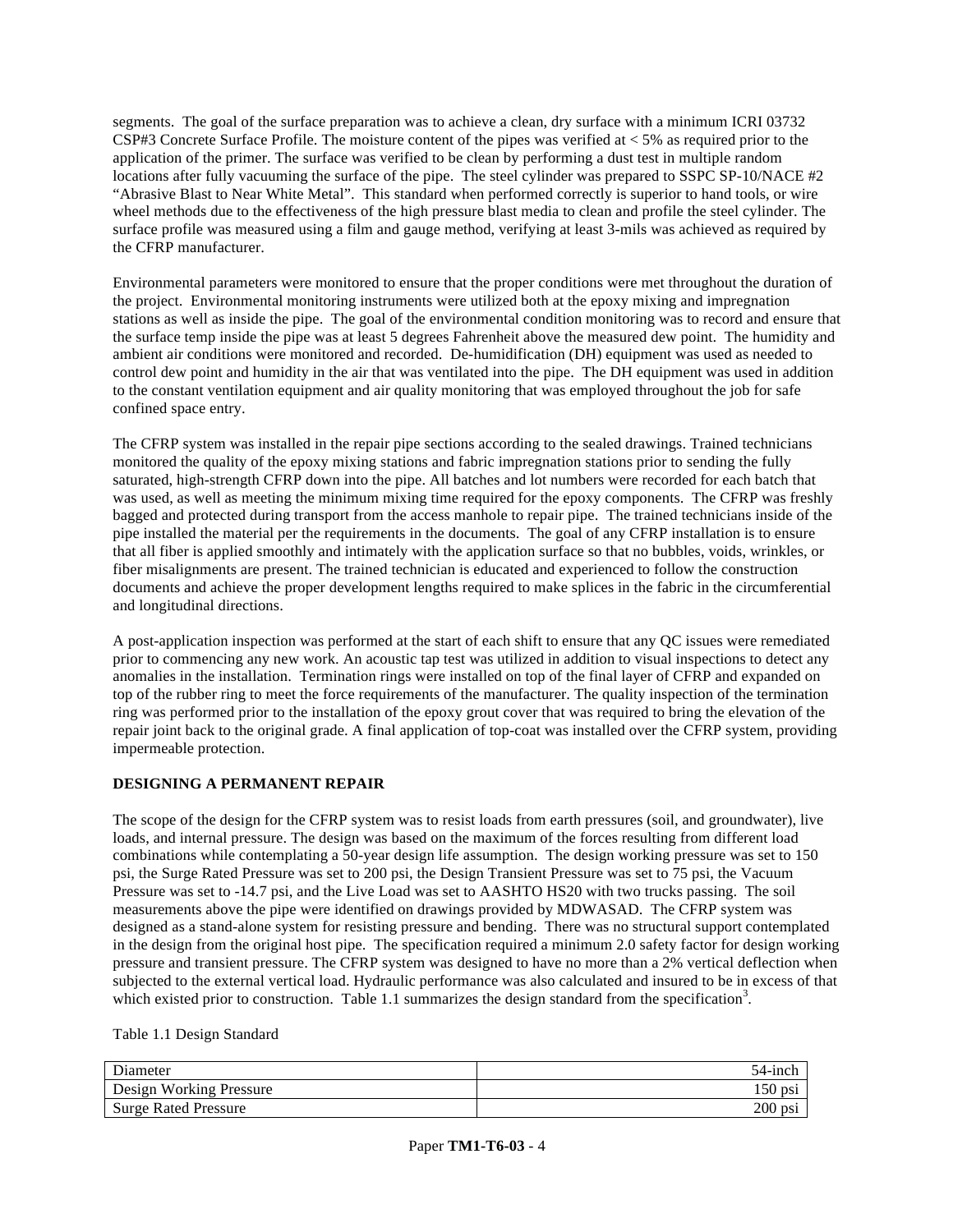segments. The goal of the surface preparation was to achieve a clean, dry surface with a minimum ICRI 03732 CSP#3 Concrete Surface Profile. The moisture content of the pipes was verified at < 5% as required prior to the application of the primer. The surface was verified to be clean by performing a dust test in multiple random locations after fully vacuuming the surface of the pipe. The steel cylinder was prepared to SSPC SP-10/NACE #2 "Abrasive Blast to Near White Metal". This standard when performed correctly is superior to hand tools, or wire wheel methods due to the effectiveness of the high pressure blast media to clean and profile the steel cylinder. The surface profile was measured using a film and gauge method, verifying at least 3-mils was achieved as required by the CFRP manufacturer.

Environmental parameters were monitored to ensure that the proper conditions were met throughout the duration of the project. Environmental monitoring instruments were utilized both at the epoxy mixing and impregnation stations as well as inside the pipe. The goal of the environmental condition monitoring was to record and ensure that the surface temp inside the pipe was at least 5 degrees Fahrenheit above the measured dew point. The humidity and ambient air conditions were monitored and recorded. De-humidification (DH) equipment was used as needed to control dew point and humidity in the air that was ventilated into the pipe. The DH equipment was used in addition to the constant ventilation equipment and air quality monitoring that was employed throughout the job for safe confined space entry.

The CFRP system was installed in the repair pipe sections according to the sealed drawings. Trained technicians monitored the quality of the epoxy mixing stations and fabric impregnation stations prior to sending the fully saturated, high-strength CFRP down into the pipe. All batches and lot numbers were recorded for each batch that was used, as well as meeting the minimum mixing time required for the epoxy components. The CFRP was freshly bagged and protected during transport from the access manhole to repair pipe. The trained technicians inside of the pipe installed the material per the requirements in the documents. The goal of any CFRP installation is to ensure that all fiber is applied smoothly and intimately with the application surface so that no bubbles, voids, wrinkles, or fiber misalignments are present. The trained technician is educated and experienced to follow the construction documents and achieve the proper development lengths required to make splices in the fabric in the circumferential and longitudinal directions.

A post-application inspection was performed at the start of each shift to ensure that any QC issues were remediated prior to commencing any new work. An acoustic tap test was utilized in addition to visual inspections to detect any anomalies in the installation. Termination rings were installed on top of the final layer of CFRP and expanded on top of the rubber ring to meet the force requirements of the manufacturer. The quality inspection of the termination ring was performed prior to the installation of the epoxy grout cover that was required to bring the elevation of the repair joint back to the original grade. A final application of top-coat was installed over the CFRP system, providing impermeable protection.

**DESIGNING A PERMANENT REPAIR**

The scope of the design for the CFRP system was to resist loads from earth pressures (soil, and groundwater), live loads, and internal pressure. The design was based on the maximum of the forces resulting from different load combinations while contemplating a 50-year design life assumption. The design working pressure was set to 150 psi, the Surge Rated Pressure was set to 200 psi, the Design Transient Pressure was set to 75 psi, the Vacuum Pressure was set to -14.7 psi, and the Live Load was set to AASHTO HS20 with two trucks passing. The soil measurements above the pipe were identified on drawings provided by MDWASAD. The CFRP system was designed as a stand-alone system for resisting pressure and bending. There was no structural support contemplated in the design from the original host pipe. The specification required a minimum 2.0 safety factor for design working pressure and transient pressure. The CFRP system was designed to have no more than a 2% vertical deflection when subjected to the external vertical load. Hydraulic performance was also calculated and insured to be in excess of that which existed prior to construction. Table 1.1 summarizes the design standard from the specification[3].

Table 1.1 Design Standard

| Diameter | 54-inch |
|---|---|
| Design Working Pressure | 150 psi |
| Surge Rated Pressure | 200 psi |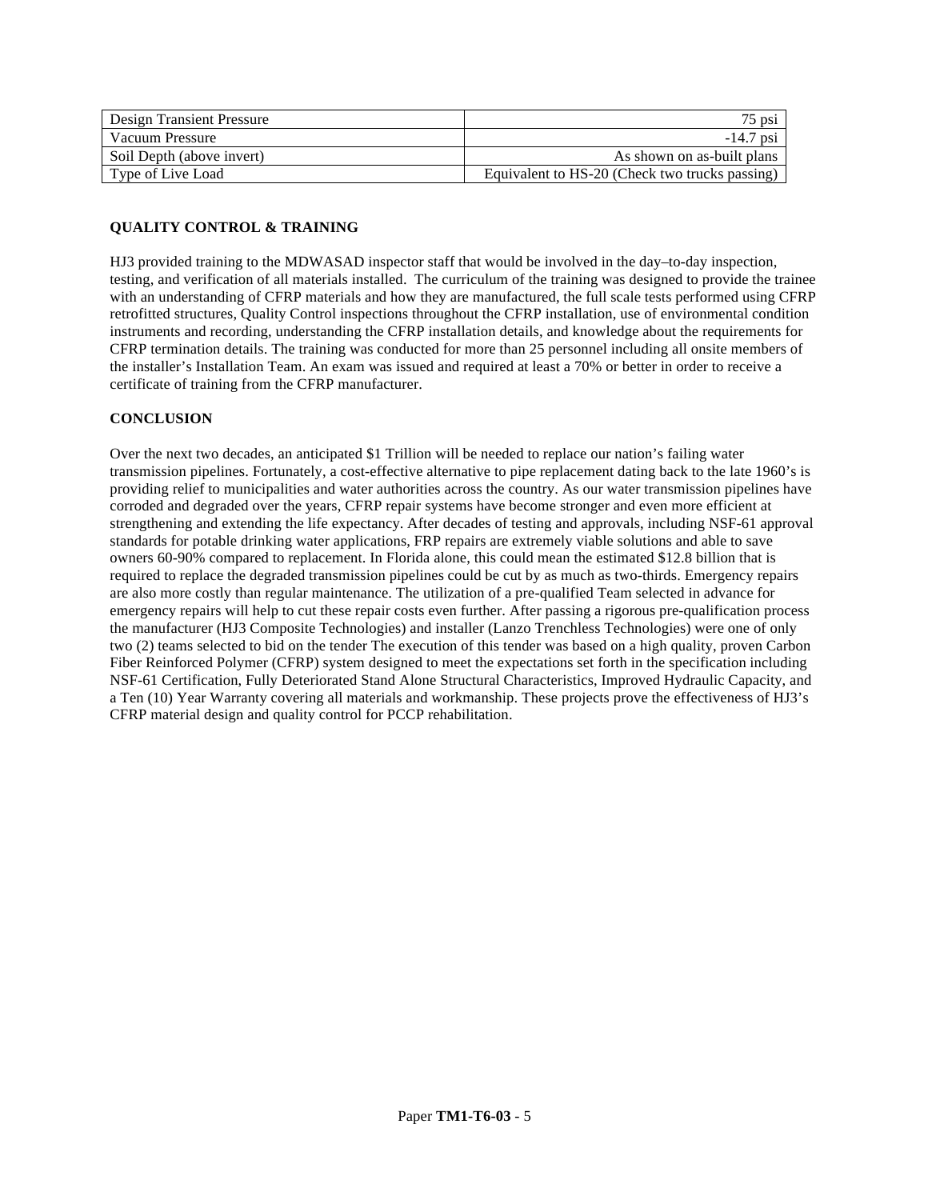| Design Transient Pressure | 75 psi |
|---|---|
| Vacuum Pressure | -14.7 psi |
| Soil Depth (above invert) | As shown on as-built plans |
| Type of Live Load | Equivalent to HS-20 (Check two trucks passing) |

**QUALITY CONTROL & TRAINING**

HJ3 provided training to the MDWASAD inspector staff that would be involved in the day–to-day inspection, testing, and verification of all materials installed. The curriculum of the training was designed to provide the trainee with an understanding of CFRP materials and how they are manufactured, the full scale tests performed using CFRP retrofitted structures, Quality Control inspections throughout the CFRP installation, use of environmental condition instruments and recording, understanding the CFRP installation details, and knowledge about the requirements for CFRP termination details. The training was conducted for more than 25 personnel including all onsite members of the installer's Installation Team. An exam was issued and required at least a 70% or better in order to receive a certificate of training from the CFRP manufacturer.

**CONCLUSION**

Over the next two decades, an anticipated $1 Trillion will be needed to replace our nation's failing water transmission pipelines. Fortunately, a cost-effective alternative to pipe replacement dating back to the late 1960's is providing relief to municipalities and water authorities across the country. As our water transmission pipelines have corroded and degraded over the years, CFRP repair systems have become stronger and even more efficient at strengthening and extending the life expectancy. After decades of testing and approvals, including NSF-61 approval standards for potable drinking water applications, FRP repairs are extremely viable solutions and able to save owners 60-90% compared to replacement. In Florida alone, this could mean the estimated $12.8 billion that is required to replace the degraded transmission pipelines could be cut by as much as two-thirds. Emergency repairs are also more costly than regular maintenance. The utilization of a pre-qualified Team selected in advance for emergency repairs will help to cut these repair costs even further. After passing a rigorous pre-qualification process the manufacturer (HJ3 Composite Technologies) and installer (Lanzo Trenchless Technologies) were one of only two (2) teams selected to bid on the tender The execution of this tender was based on a high quality, proven Carbon Fiber Reinforced Polymer (CFRP) system designed to meet the expectations set forth in the specification including NSF-61 Certification, Fully Deteriorated Stand Alone Structural Characteristics, Improved Hydraulic Capacity, and a Ten (10) Year Warranty covering all materials and workmanship. These projects prove the effectiveness of HJ3's CFRP material design and quality control for PCCP rehabilitation.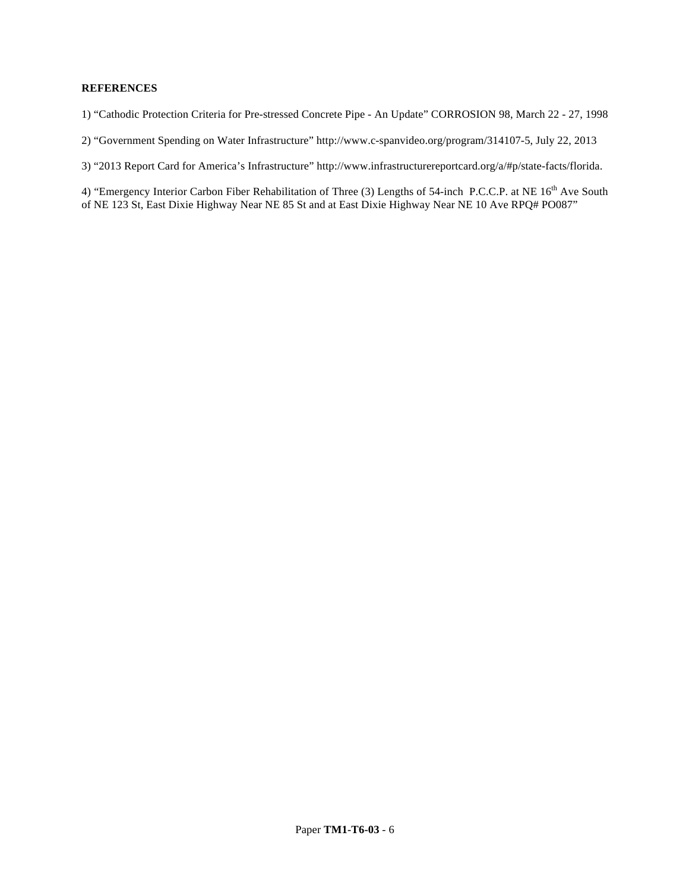**REFERENCES**

1) "Cathodic Protection Criteria for Pre-stressed Concrete Pipe - An Update" CORROSION 98, March 22 - 27, 1998

2) "Government Spending on Water Infrastructure" http://www.c-spanvideo.org/program/314107-5, July 22, 2013

3) "2013 Report Card for America's Infrastructure" http://www.infrastructurereportcard.org/a/#p/state-facts/florida.

4) "Emergency Interior Carbon Fiber Rehabilitation of Three (3) Lengths of 54-inch P.C.C.P. at NE 16th Ave South of NE 123 St, East Dixie Highway Near NE 85 St and at East Dixie Highway Near NE 10 Ave RPQ# PO087"